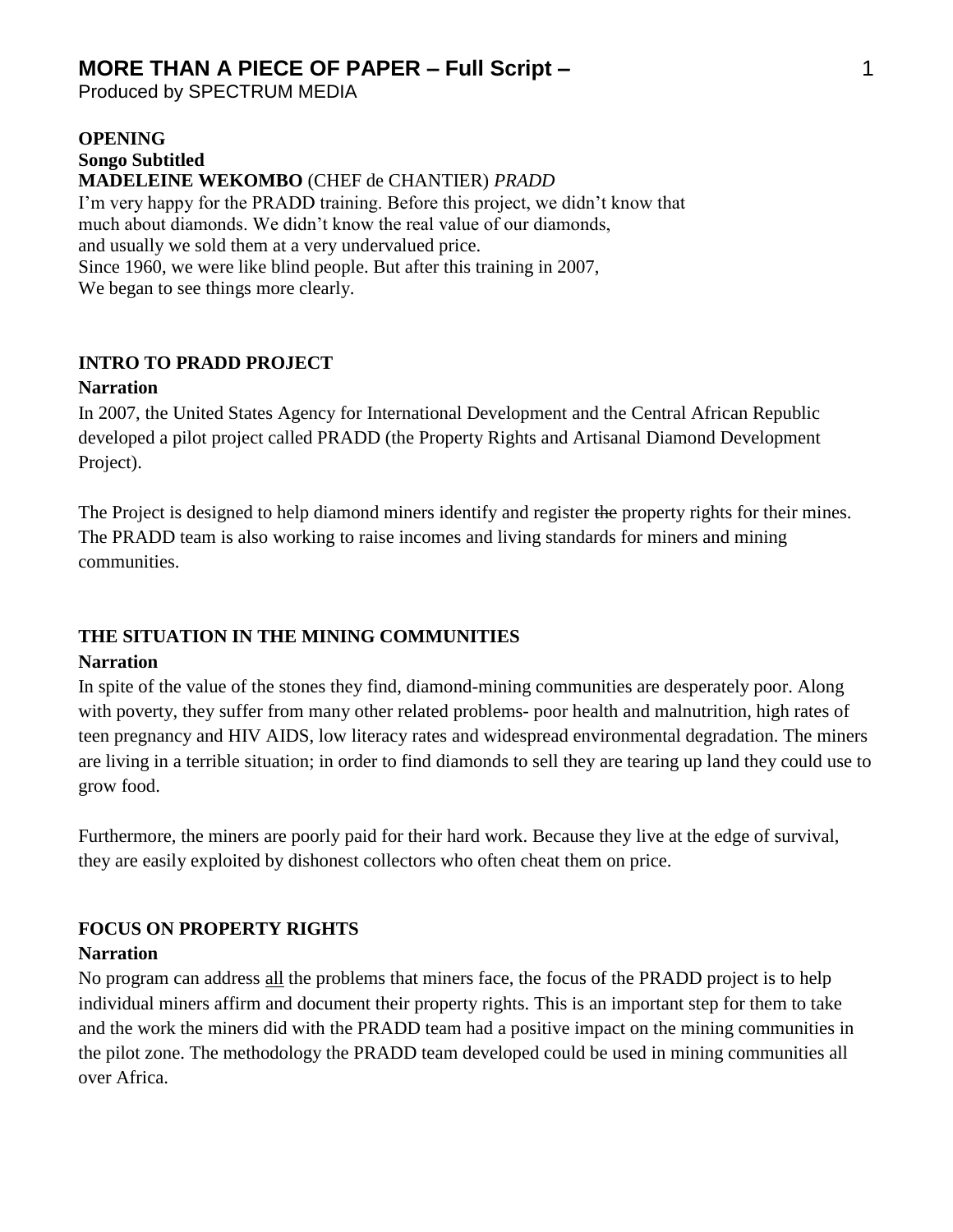# MORE THAN A PIECE OF PAPER – Full Script –

Produced by SPECTRUM MEDIA

**OPENING**
**Songo Subtitled**
**MADELEINE WEKOMBO** (CHEF de CHANTIER) *PRADD*
I'm very happy for the PRADD training. Before this project, we didn't know that
much about diamonds. We didn't know the real value of our diamonds,
and usually we sold them at a very undervalued price.
Since 1960, we were like blind people. But after this training in 2007,
We began to see things more clearly.

**INTRO TO PRADD PROJECT**
**Narration**

In 2007, the United States Agency for International Development and the Central African Republic developed a pilot project called PRADD (the Property Rights and Artisanal Diamond Development Project).

The Project is designed to help diamond miners identify and register ~~the~~ property rights for their mines. The PRADD team is also working to raise incomes and living standards for miners and mining communities.

**THE SITUATION IN THE MINING COMMUNITIES**
**Narration**

In spite of the value of the stones they find, diamond-mining communities are desperately poor. Along with poverty, they suffer from many other related problems- poor health and malnutrition, high rates of teen pregnancy and HIV AIDS, low literacy rates and widespread environmental degradation. The miners are living in a terrible situation; in order to find diamonds to sell they are tearing up land they could use to grow food.

Furthermore, the miners are poorly paid for their hard work. Because they live at the edge of survival, they are easily exploited by dishonest collectors who often cheat them on price.

**FOCUS ON PROPERTY RIGHTS**
**Narration**

No program can address <u>all</u> the problems that miners face, the focus of the PRADD project is to help individual miners affirm and document their property rights. This is an important step for them to take and the work the miners did with the PRADD team had a positive impact on the mining communities in the pilot zone. The methodology the PRADD team developed could be used in mining communities all over Africa.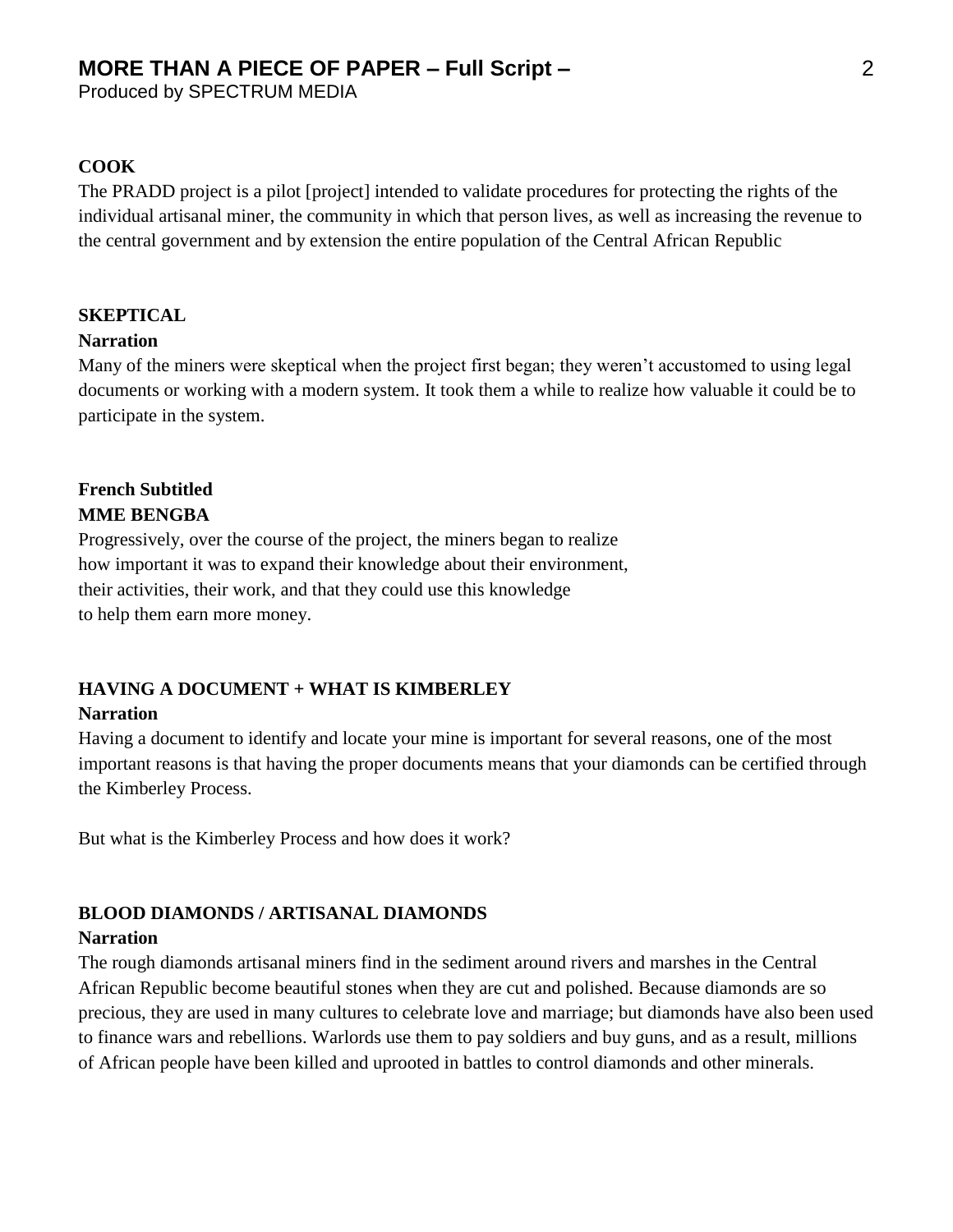**COOK**

The PRADD project is a pilot [project] intended to validate procedures for protecting the rights of the individual artisanal miner, the community in which that person lives, as well as increasing the revenue to the central government and by extension the entire population of the Central African Republic

**SKEPTICAL**

**Narration**

Many of the miners were skeptical when the project first began; they weren't accustomed to using legal documents or working with a modern system. It took them a while to realize how valuable it could be to participate in the system.

**French Subtitled**

**MME BENGBA**

Progressively, over the course of the project, the miners began to realize
how important it was to expand their knowledge about their environment,
their activities, their work, and that they could use this knowledge
to help them earn more money.

**HAVING A DOCUMENT + WHAT IS KIMBERLEY**

**Narration**

Having a document to identify and locate your mine is important for several reasons, one of the most important reasons is that having the proper documents means that your diamonds can be certified through the Kimberley Process.

But what is the Kimberley Process and how does it work?

**BLOOD DIAMONDS / ARTISANAL DIAMONDS**

**Narration**

The rough diamonds artisanal miners find in the sediment around rivers and marshes in the Central African Republic become beautiful stones when they are cut and polished. Because diamonds are so precious, they are used in many cultures to celebrate love and marriage; but diamonds have also been used to finance wars and rebellions. Warlords use them to pay soldiers and buy guns, and as a result, millions of African people have been killed and uprooted in battles to control diamonds and other minerals.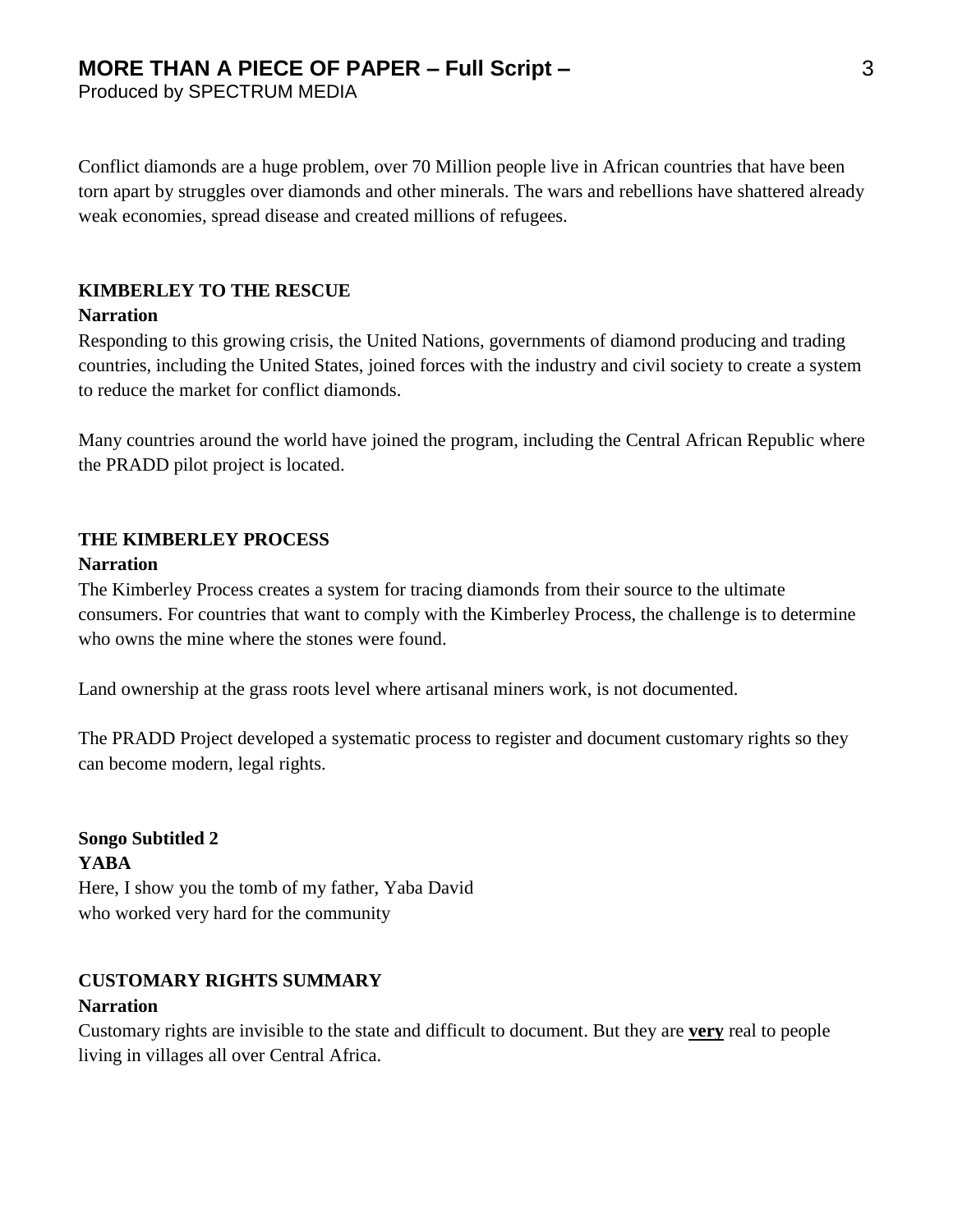Conflict diamonds are a huge problem, over 70 Million people live in African countries that have been torn apart by struggles over diamonds and other minerals. The wars and rebellions have shattered already weak economies, spread disease and created millions of refugees.

**KIMBERLEY TO THE RESCUE**

**Narration**

Responding to this growing crisis, the United Nations, governments of diamond producing and trading countries, including the United States, joined forces with the industry and civil society to create a system to reduce the market for conflict diamonds.

Many countries around the world have joined the program, including the Central African Republic where the PRADD pilot project is located.

**THE KIMBERLEY PROCESS**

**Narration**

The Kimberley Process creates a system for tracing diamonds from their source to the ultimate consumers. For countries that want to comply with the Kimberley Process, the challenge is to determine who owns the mine where the stones were found.

Land ownership at the grass roots level where artisanal miners work, is not documented.

The PRADD Project developed a systematic process to register and document customary rights so they can become modern, legal rights.

**Songo Subtitled 2**

**YABA**

Here, I show you the tomb of my father, Yaba David
who worked very hard for the community

**CUSTOMARY RIGHTS SUMMARY**

**Narration**

Customary rights are invisible to the state and difficult to document. But they are **very** real to people living in villages all over Central Africa.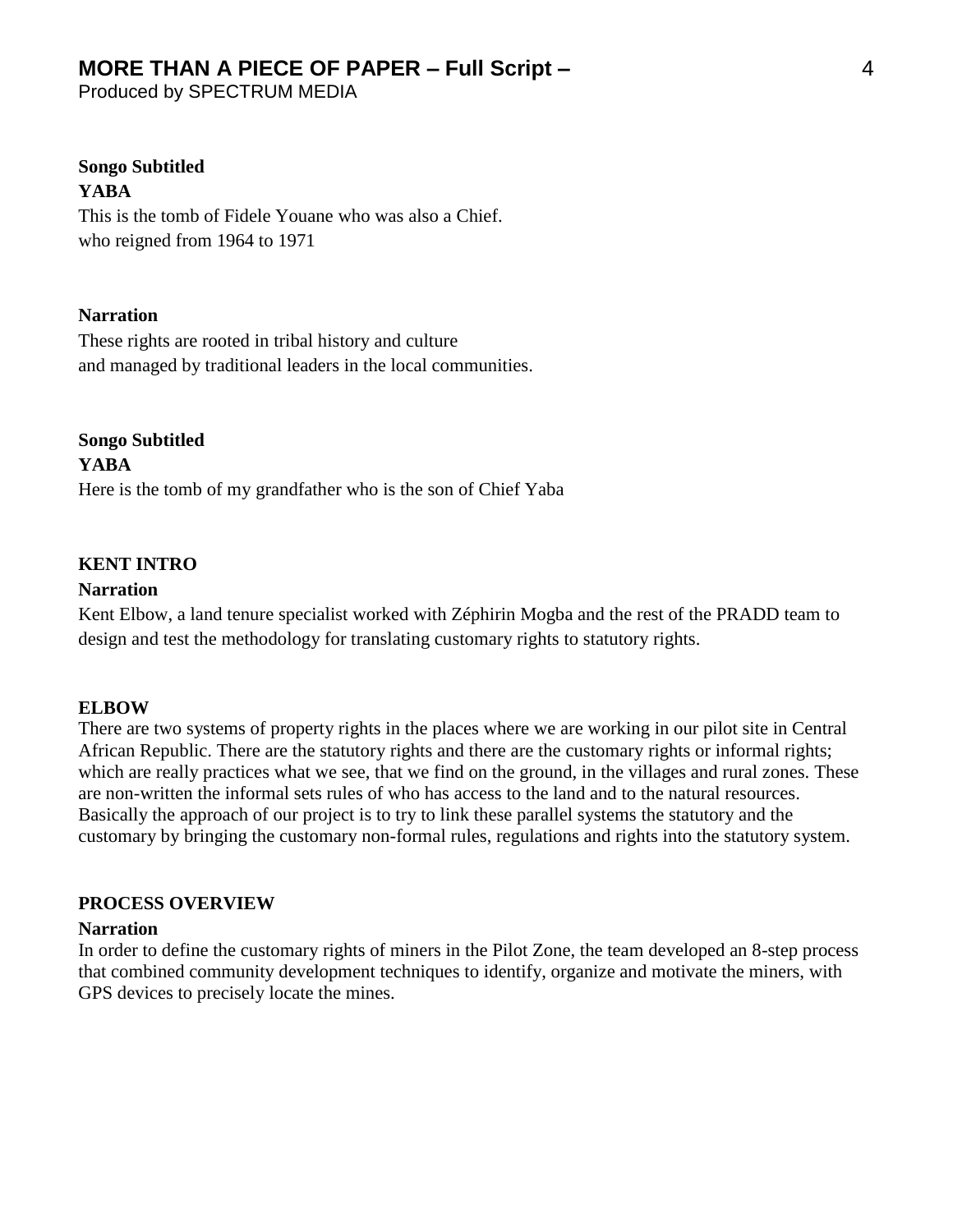**Songo Subtitled**

**YABA**

This is the tomb of Fidele Youane who was also a Chief.
who reigned from 1964 to 1971

**Narration**

These rights are rooted in tribal history and culture
and managed by traditional leaders in the local communities.

**Songo Subtitled**

**YABA**

Here is the tomb of my grandfather who is the son of Chief Yaba

**KENT INTRO**

**Narration**

Kent Elbow, a land tenure specialist worked with Zéphirin Mogba and the rest of the PRADD team to design and test the methodology for translating customary rights to statutory rights.

**ELBOW**

There are two systems of property rights in the places where we are working in our pilot site in Central African Republic. There are the statutory rights and there are the customary rights or informal rights; which are really practices what we see, that we find on the ground, in the villages and rural zones. These are non-written the informal sets rules of who has access to the land and to the natural resources. Basically the approach of our project is to try to link these parallel systems the statutory and the customary by bringing the customary non-formal rules, regulations and rights into the statutory system.

**PROCESS OVERVIEW**

**Narration**

In order to define the customary rights of miners in the Pilot Zone, the team developed an 8-step process that combined community development techniques to identify, organize and motivate the miners, with GPS devices to precisely locate the mines.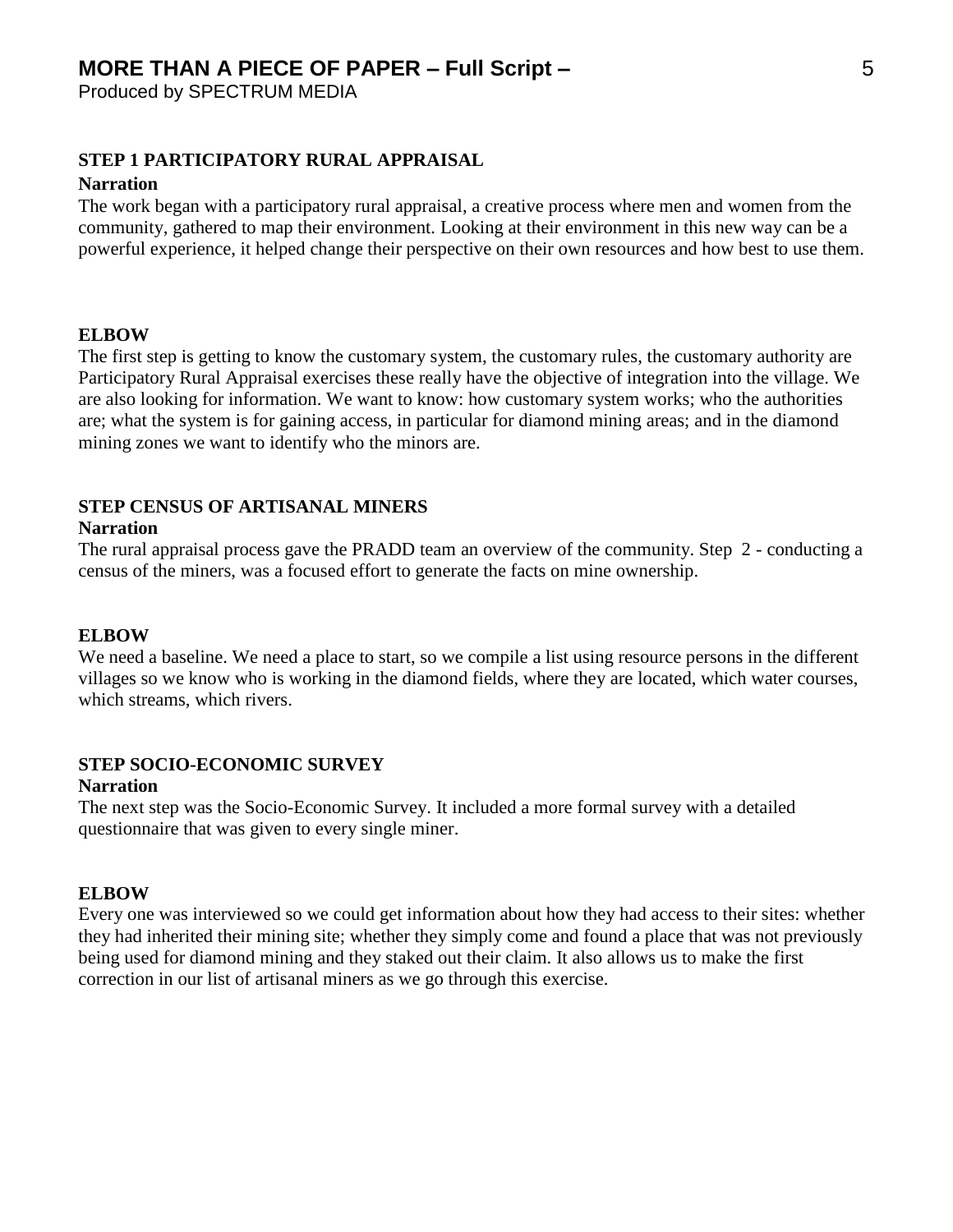### STEP 1 PARTICIPATORY RURAL APPRAISAL

**Narration**

The work began with a participatory rural appraisal, a creative process where men and women from the community, gathered to map their environment. Looking at their environment in this new way can be a powerful experience, it helped change their perspective on their own resources and how best to use them.

**ELBOW**

The first step is getting to know the customary system, the customary rules, the customary authority are Participatory Rural Appraisal exercises these really have the objective of integration into the village. We are also looking for information. We want to know: how customary system works; who the authorities are; what the system is for gaining access, in particular for diamond mining areas; and in the diamond mining zones we want to identify who the minors are.

### STEP CENSUS OF ARTISANAL MINERS

**Narration**

The rural appraisal process gave the PRADD team an overview of the community. Step 2 - conducting a census of the miners, was a focused effort to generate the facts on mine ownership.

**ELBOW**

We need a baseline. We need a place to start, so we compile a list using resource persons in the different villages so we know who is working in the diamond fields, where they are located, which water courses, which streams, which rivers.

### STEP SOCIO-ECONOMIC SURVEY

**Narration**

The next step was the Socio-Economic Survey. It included a more formal survey with a detailed questionnaire that was given to every single miner.

**ELBOW**

Every one was interviewed so we could get information about how they had access to their sites: whether they had inherited their mining site; whether they simply come and found a place that was not previously being used for diamond mining and they staked out their claim. It also allows us to make the first correction in our list of artisanal miners as we go through this exercise.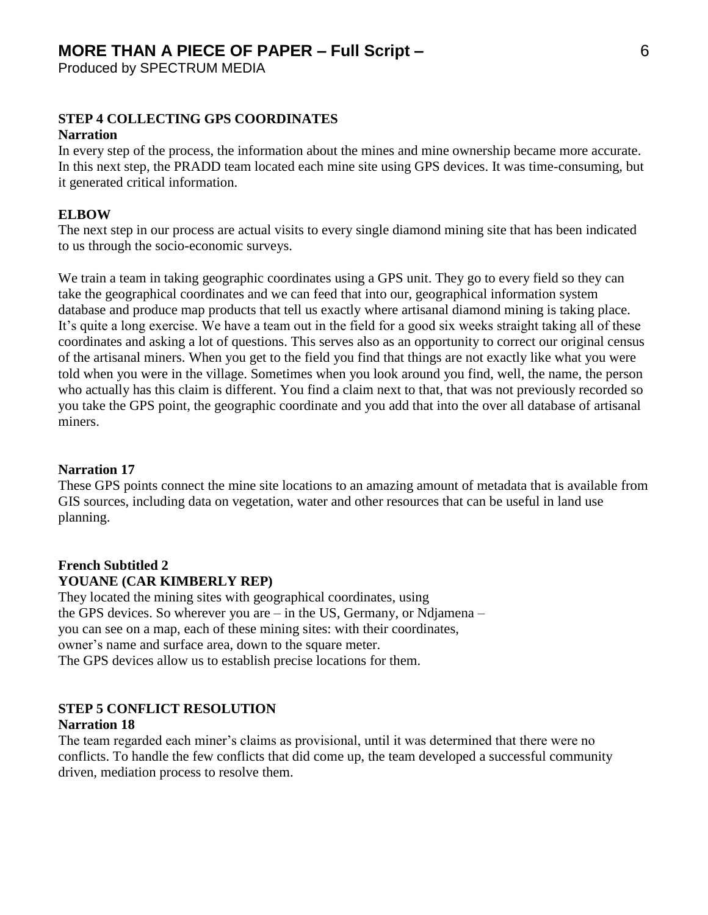**STEP 4 COLLECTING GPS COORDINATES**

**Narration**

In every step of the process, the information about the mines and mine ownership became more accurate. In this next step, the PRADD team located each mine site using GPS devices. It was time-consuming, but it generated critical information.

**ELBOW**

The next step in our process are actual visits to every single diamond mining site that has been indicated to us through the socio-economic surveys.

We train a team in taking geographic coordinates using a GPS unit. They go to every field so they can take the geographical coordinates and we can feed that into our, geographical information system database and produce map products that tell us exactly where artisanal diamond mining is taking place. It's quite a long exercise. We have a team out in the field for a good six weeks straight taking all of these coordinates and asking a lot of questions. This serves also as an opportunity to correct our original census of the artisanal miners. When you get to the field you find that things are not exactly like what you were told when you were in the village. Sometimes when you look around you find, well, the name, the person who actually has this claim is different. You find a claim next to that, that was not previously recorded so you take the GPS point, the geographic coordinate and you add that into the over all database of artisanal miners.

**Narration 17**

These GPS points connect the mine site locations to an amazing amount of metadata that is available from GIS sources, including data on vegetation, water and other resources that can be useful in land use planning.

**French Subtitled 2**

**YOUANE (CAR KIMBERLY REP)**

They located the mining sites with geographical coordinates, using
the GPS devices. So wherever you are – in the US, Germany, or Ndjamena –
you can see on a map, each of these mining sites: with their coordinates,
owner's name and surface area, down to the square meter.
The GPS devices allow us to establish precise locations for them.

**STEP 5 CONFLICT RESOLUTION**

**Narration 18**

The team regarded each miner's claims as provisional, until it was determined that there were no conflicts. To handle the few conflicts that did come up, the team developed a successful community driven, mediation process to resolve them.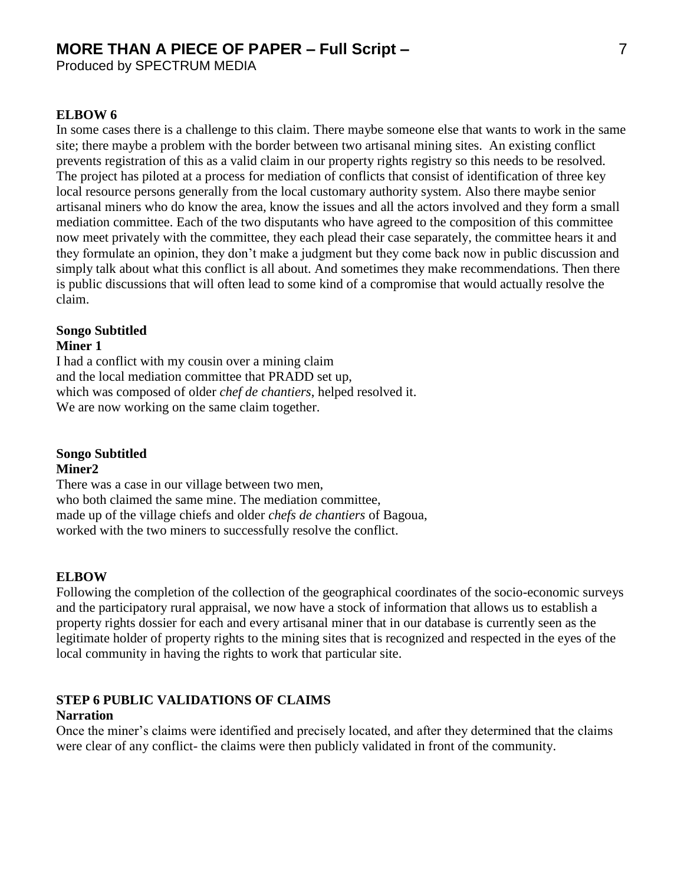**ELBOW 6**

In some cases there is a challenge to this claim. There maybe someone else that wants to work in the same site; there maybe a problem with the border between two artisanal mining sites. An existing conflict prevents registration of this as a valid claim in our property rights registry so this needs to be resolved. The project has piloted at a process for mediation of conflicts that consist of identification of three key local resource persons generally from the local customary authority system. Also there maybe senior artisanal miners who do know the area, know the issues and all the actors involved and they form a small mediation committee. Each of the two disputants who have agreed to the composition of this committee now meet privately with the committee, they each plead their case separately, the committee hears it and they formulate an opinion, they don't make a judgment but they come back now in public discussion and simply talk about what this conflict is all about. And sometimes they make recommendations. Then there is public discussions that will often lead to some kind of a compromise that would actually resolve the claim.

**Songo Subtitled**
**Miner 1**

I had a conflict with my cousin over a mining claim
and the local mediation committee that PRADD set up,
which was composed of older *chef de chantiers*, helped resolved it.
We are now working on the same claim together.

**Songo Subtitled**
**Miner2**

There was a case in our village between two men,
who both claimed the same mine. The mediation committee,
made up of the village chiefs and older *chefs de chantiers* of Bagoua,
worked with the two miners to successfully resolve the conflict.

**ELBOW**

Following the completion of the collection of the geographical coordinates of the socio-economic surveys and the participatory rural appraisal, we now have a stock of information that allows us to establish a property rights dossier for each and every artisanal miner that in our database is currently seen as the legitimate holder of property rights to the mining sites that is recognized and respected in the eyes of the local community in having the rights to work that particular site.

**STEP 6 PUBLIC VALIDATIONS OF CLAIMS**
**Narration**

Once the miner's claims were identified and precisely located, and after they determined that the claims were clear of any conflict- the claims were then publicly validated in front of the community.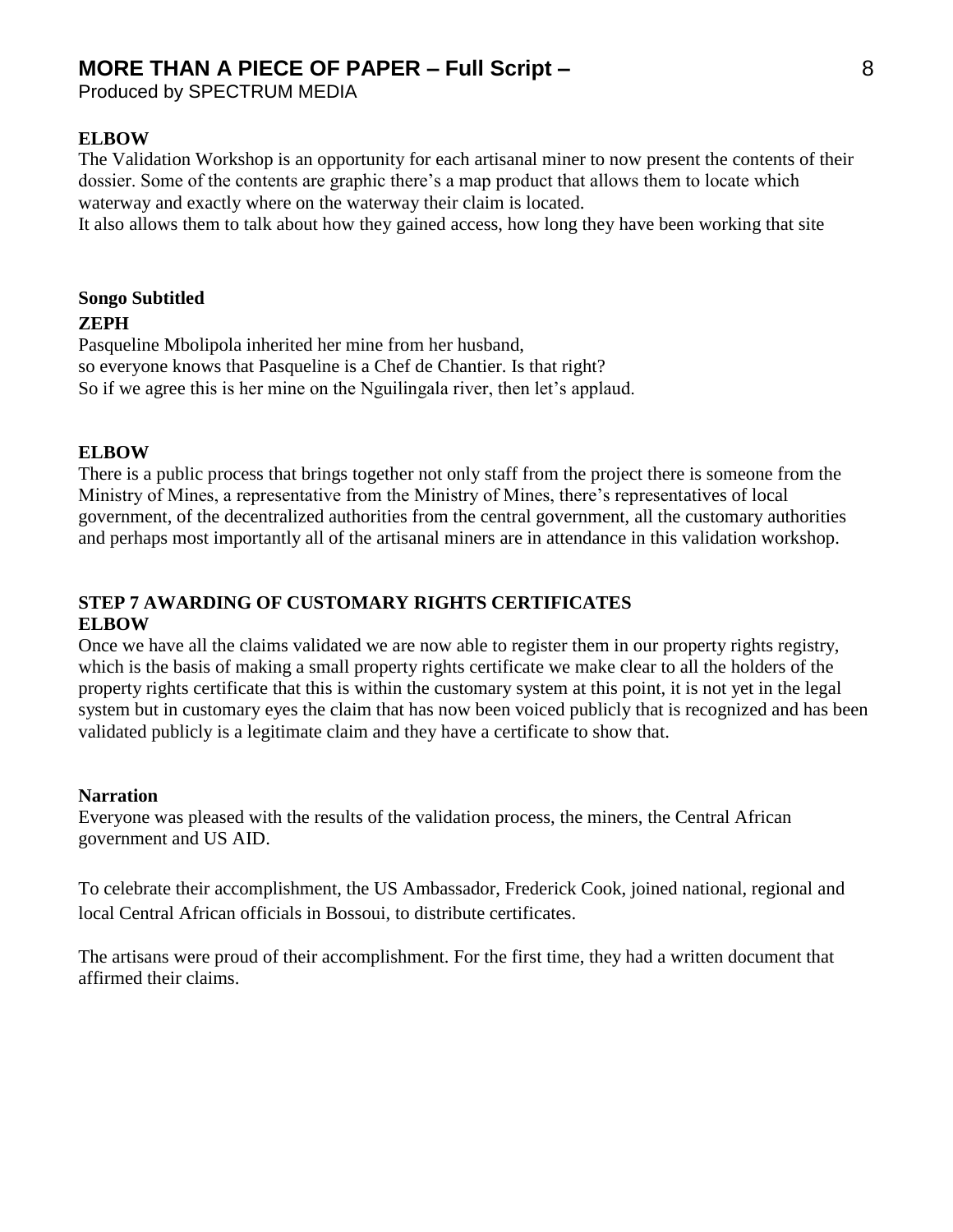**ELBOW**

The Validation Workshop is an opportunity for each artisanal miner to now present the contents of their dossier. Some of the contents are graphic there's a map product that allows them to locate which waterway and exactly where on the waterway their claim is located.
It also allows them to talk about how they gained access, how long they have been working that site

**Songo Subtitled**

**ZEPH**

Pasqueline Mbolipola inherited her mine from her husband,
so everyone knows that Pasqueline is a Chef de Chantier. Is that right?
So if we agree this is her mine on the Nguilingala river, then let's applaud.

**ELBOW**

There is a public process that brings together not only staff from the project there is someone from the Ministry of Mines, a representative from the Ministry of Mines, there's representatives of local government, of the decentralized authorities from the central government, all the customary authorities and perhaps most importantly all of the artisanal miners are in attendance in this validation workshop.

**STEP 7 AWARDING OF CUSTOMARY RIGHTS CERTIFICATES**

**ELBOW**

Once we have all the claims validated we are now able to register them in our property rights registry, which is the basis of making a small property rights certificate we make clear to all the holders of the property rights certificate that this is within the customary system at this point, it is not yet in the legal system but in customary eyes the claim that has now been voiced publicly that is recognized and has been validated publicly is a legitimate claim and they have a certificate to show that.

**Narration**

Everyone was pleased with the results of the validation process, the miners, the Central African government and US AID.

To celebrate their accomplishment, the US Ambassador, Frederick Cook, joined national, regional and local Central African officials in Bossoui, to distribute certificates.

The artisans were proud of their accomplishment. For the first time, they had a written document that affirmed their claims.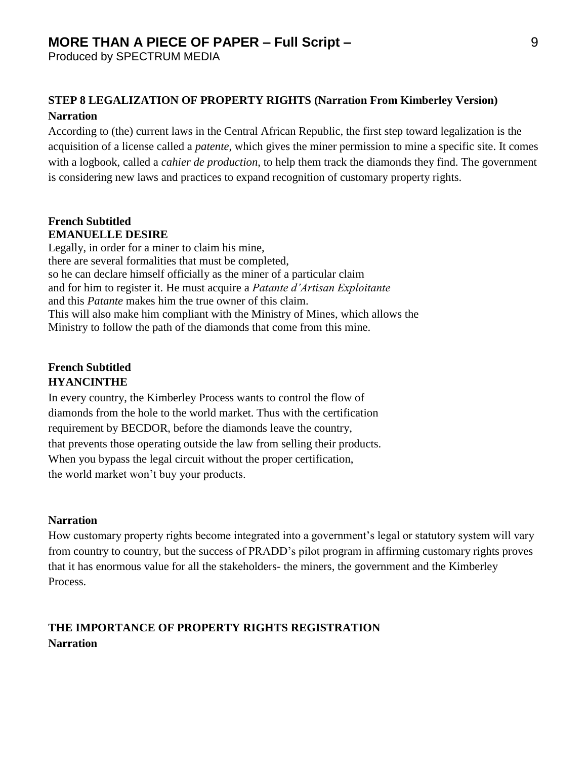**STEP 8 LEGALIZATION OF PROPERTY RIGHTS (Narration From Kimberley Version)**

**Narration**

According to (the) current laws in the Central African Republic, the first step toward legalization is the acquisition of a license called a *patente*, which gives the miner permission to mine a specific site. It comes with a logbook, called a *cahier de production*, to help them track the diamonds they find. The government is considering new laws and practices to expand recognition of customary property rights.

**French Subtitled**
**EMANUELLE DESIRE**

Legally, in order for a miner to claim his mine,
there are several formalities that must be completed,
so he can declare himself officially as the miner of a particular claim
and for him to register it. He must acquire a *Patante d'Artisan Exploitante*
and this *Patante* makes him the true owner of this claim.
This will also make him compliant with the Ministry of Mines, which allows the
Ministry to follow the path of the diamonds that come from this mine.

**French Subtitled**
**HYANCINTHE**

In every country, the Kimberley Process wants to control the flow of
diamonds from the hole to the world market. Thus with the certification
requirement by BECDOR, before the diamonds leave the country,
that prevents those operating outside the law from selling their products.
When you bypass the legal circuit without the proper certification,
the world market won't buy your products.

**Narration**

How customary property rights become integrated into a government's legal or statutory system will vary from country to country, but the success of PRADD's pilot program in affirming customary rights proves that it has enormous value for all the stakeholders- the miners, the government and the Kimberley Process.

**THE IMPORTANCE OF PROPERTY RIGHTS REGISTRATION**

**Narration**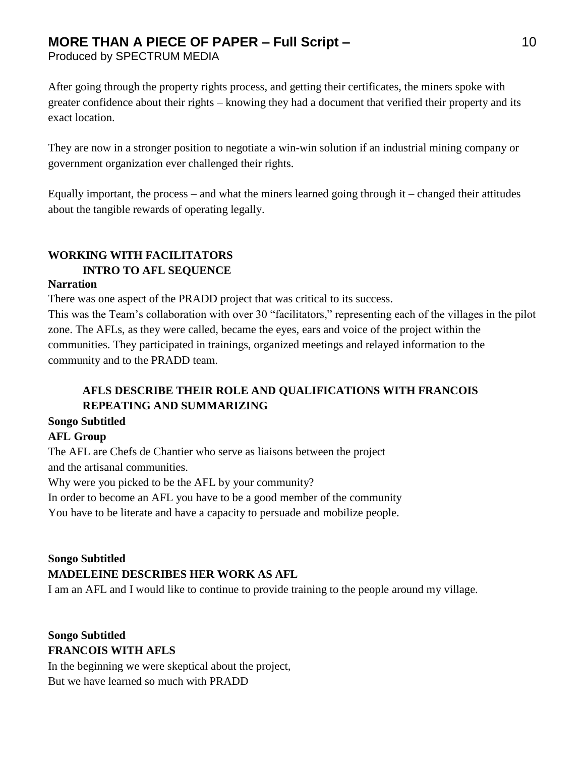After going through the property rights process, and getting their certificates, the miners spoke with greater confidence about their rights – knowing they had a document that verified their property and its exact location.

They are now in a stronger position to negotiate a win-win solution if an industrial mining company or government organization ever challenged their rights.

Equally important, the process – and what the miners learned going through it – changed their attitudes about the tangible rewards of operating legally.

**WORKING WITH FACILITATORS**
**INTRO TO AFL SEQUENCE**

**Narration**

There was one aspect of the PRADD project that was critical to its success.
This was the Team's collaboration with over 30 "facilitators," representing each of the villages in the pilot zone. The AFLs, as they were called, became the eyes, ears and voice of the project within the communities. They participated in trainings, organized meetings and relayed information to the community and to the PRADD team.

**AFLS DESCRIBE THEIR ROLE AND QUALIFICATIONS WITH FRANCOIS REPEATING AND SUMMARIZING**

**Songo Subtitled**

**AFL Group**

The AFL are Chefs de Chantier who serve as liaisons between the project and the artisanal communities.
Why were you picked to be the AFL by your community?
In order to become an AFL you have to be a good member of the community
You have to be literate and have a capacity to persuade and mobilize people.

**Songo Subtitled**

**MADELEINE DESCRIBES HER WORK AS AFL**

I am an AFL and I would like to continue to provide training to the people around my village.

**Songo Subtitled**

**FRANCOIS WITH AFLS**

In the beginning we were skeptical about the project,
But we have learned so much with PRADD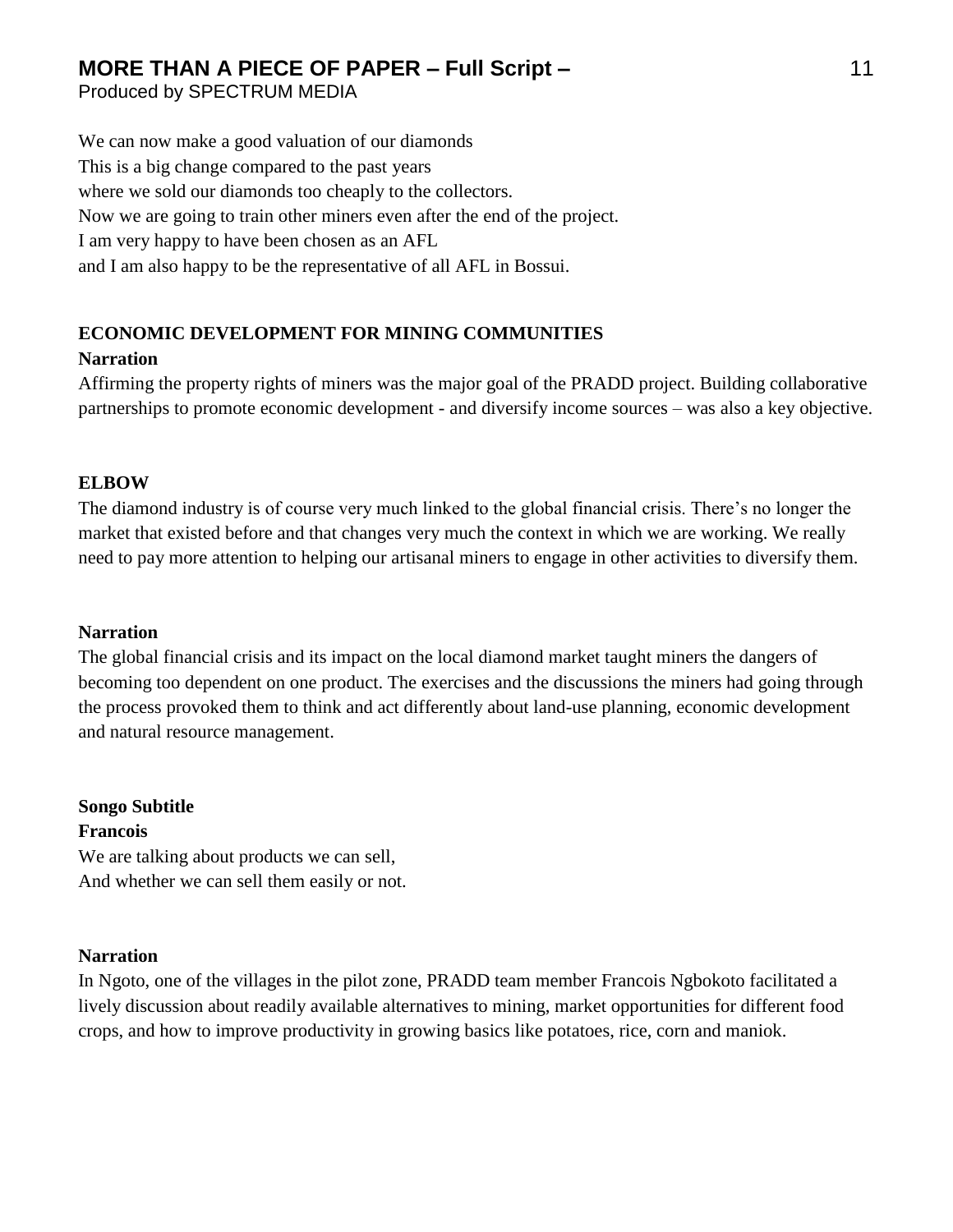We can now make a good valuation of our diamonds
This is a big change compared to the past years
where we sold our diamonds too cheaply to the collectors.
Now we are going to train other miners even after the end of the project.
I am very happy to have been chosen as an AFL
and I am also happy to be the representative of all AFL in Bossui.

**ECONOMIC DEVELOPMENT FOR MINING COMMUNITIES**

**Narration**

Affirming the property rights of miners was the major goal of the PRADD project. Building collaborative partnerships to promote economic development - and diversify income sources – was also a key objective.

**ELBOW**

The diamond industry is of course very much linked to the global financial crisis. There's no longer the market that existed before and that changes very much the context in which we are working. We really need to pay more attention to helping our artisanal miners to engage in other activities to diversify them.

**Narration**

The global financial crisis and its impact on the local diamond market taught miners the dangers of becoming too dependent on one product. The exercises and the discussions the miners had going through the process provoked them to think and act differently about land-use planning, economic development and natural resource management.

**Songo Subtitle**

**Francois**

We are talking about products we can sell,
And whether we can sell them easily or not.

**Narration**

In Ngoto, one of the villages in the pilot zone, PRADD team member Francois Ngbokoto facilitated a lively discussion about readily available alternatives to mining, market opportunities for different food crops, and how to improve productivity in growing basics like potatoes, rice, corn and maniok.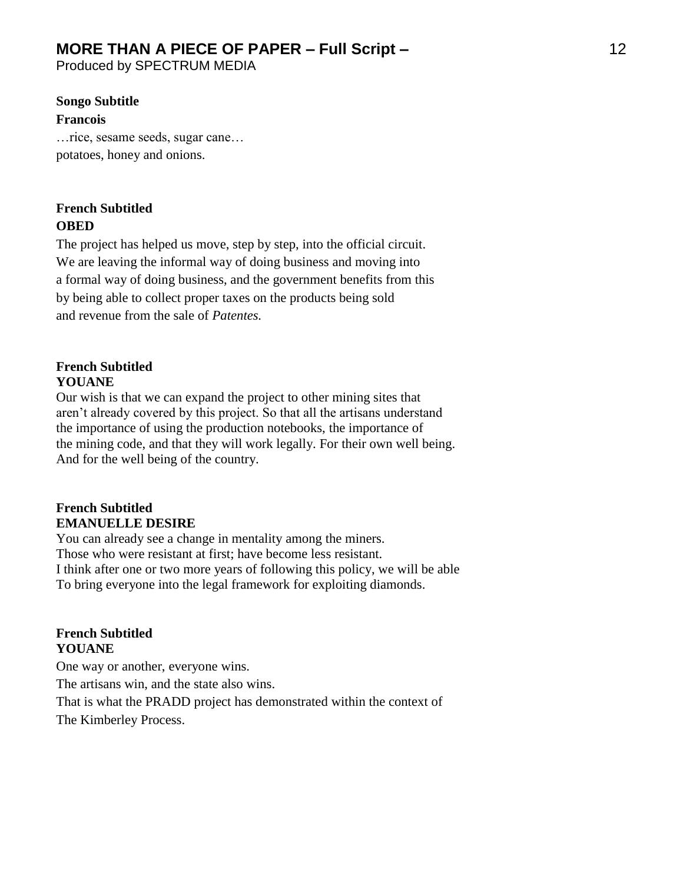**Songo Subtitle**
**Francois**
…rice, sesame seeds, sugar cane…
potatoes, honey and onions.

**French Subtitled**
**OBED**
The project has helped us move, step by step, into the official circuit.
We are leaving the informal way of doing business and moving into
a formal way of doing business, and the government benefits from this
by being able to collect proper taxes on the products being sold
and revenue from the sale of *Patentes.*

**French Subtitled**
**YOUANE**
Our wish is that we can expand the project to other mining sites that
aren't already covered by this project. So that all the artisans understand
the importance of using the production notebooks, the importance of
the mining code, and that they will work legally. For their own well being.
And for the well being of the country.

**French Subtitled**
**EMANUELLE DESIRE**
You can already see a change in mentality among the miners.
Those who were resistant at first; have become less resistant.
I think after one or two more years of following this policy, we will be able
To bring everyone into the legal framework for exploiting diamonds.

**French Subtitled**
**YOUANE**
One way or another, everyone wins.
The artisans win, and the state also wins.
That is what the PRADD project has demonstrated within the context of
The Kimberley Process.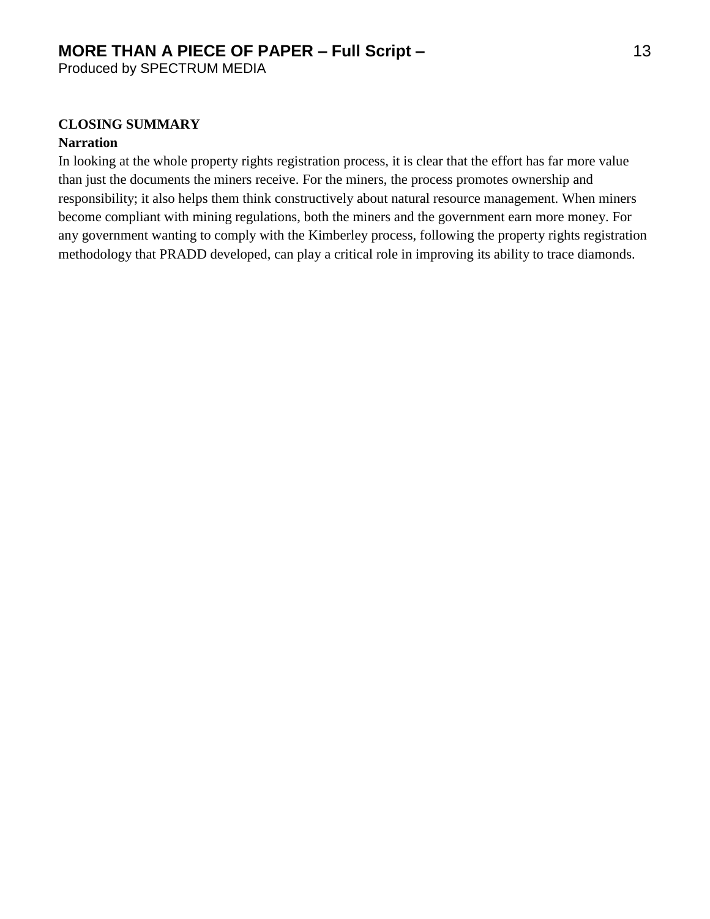**CLOSING SUMMARY**

**Narration**

In looking at the whole property rights registration process, it is clear that the effort has far more value than just the documents the miners receive. For the miners, the process promotes ownership and responsibility; it also helps them think constructively about natural resource management. When miners become compliant with mining regulations, both the miners and the government earn more money. For any government wanting to comply with the Kimberley process, following the property rights registration methodology that PRADD developed, can play a critical role in improving its ability to trace diamonds.